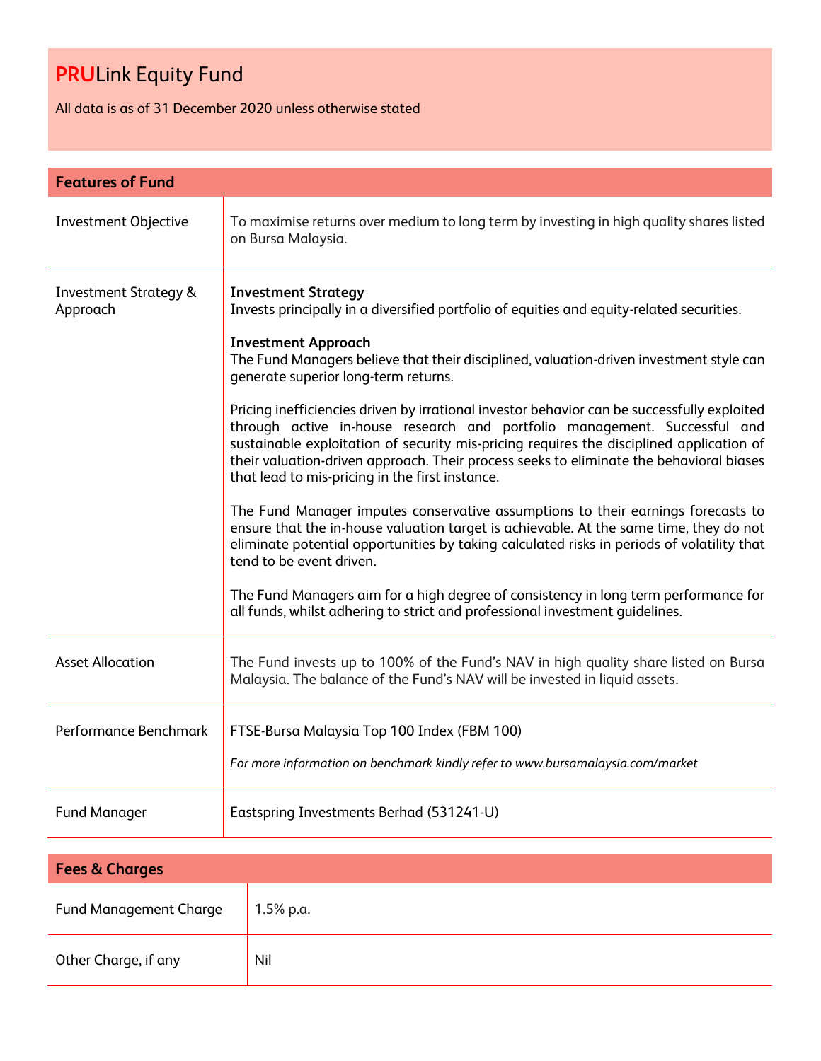# **PRU**Link Equity Fund

All data is as of 31 December 2020 unless otherwise stated

## Features of Fund

| | |
|---|---|
| Investment Objective | To maximise returns over medium to long term by investing in high quality shares listed on Bursa Malaysia. |
| Investment Strategy & Approach | **Investment Strategy**<br>Invests principally in a diversified portfolio of equities and equity-related securities.<br><br>**Investment Approach**<br>The Fund Managers believe that their disciplined, valuation-driven investment style can generate superior long-term returns.<br><br>Pricing inefficiencies driven by irrational investor behavior can be successfully exploited through active in-house research and portfolio management. Successful and sustainable exploitation of security mis-pricing requires the disciplined application of their valuation-driven approach. Their process seeks to eliminate the behavioral biases that lead to mis-pricing in the first instance.<br><br>The Fund Manager imputes conservative assumptions to their earnings forecasts to ensure that the in-house valuation target is achievable. At the same time, they do not eliminate potential opportunities by taking calculated risks in periods of volatility that tend to be event driven.<br><br>The Fund Managers aim for a high degree of consistency in long term performance for all funds, whilst adhering to strict and professional investment guidelines. |
| Asset Allocation | The Fund invests up to 100% of the Fund's NAV in high quality share listed on Bursa Malaysia. The balance of the Fund's NAV will be invested in liquid assets. |
| Performance Benchmark | FTSE-Bursa Malaysia Top 100 Index (FBM 100)<br><br>*For more information on benchmark kindly refer to www.bursamalaysia.com/market* |
| Fund Manager | Eastspring Investments Berhad (531241-U) |

## Fees & Charges

| | |
|---|---|
| Fund Management Charge | 1.5% p.a. |
| Other Charge, if any | Nil |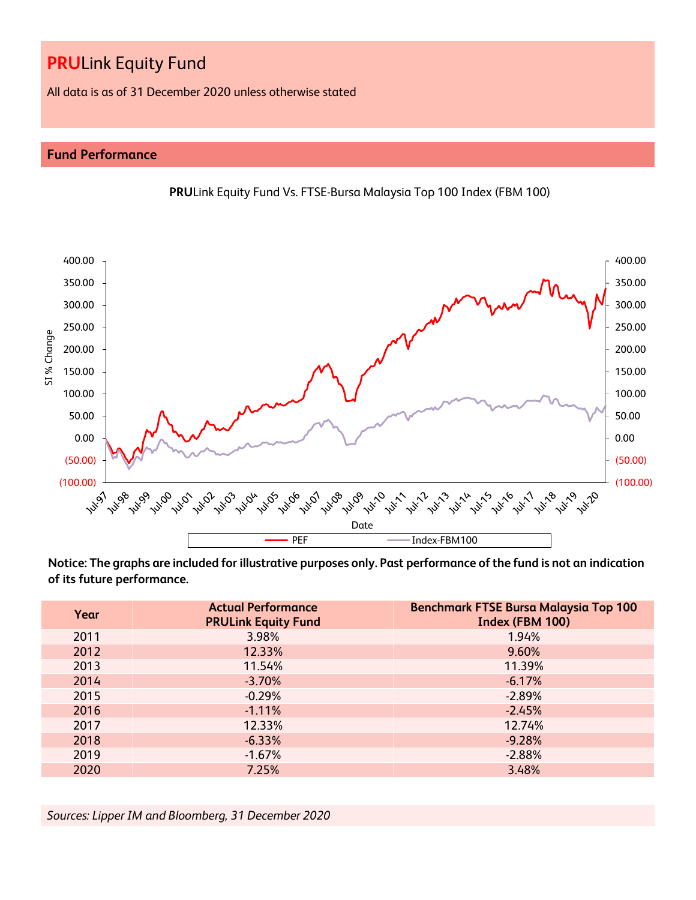# **PRU**Link Equity Fund

All data is as of 31 December 2020 unless otherwise stated

## Fund Performance

**PRU**Link Equity Fund Vs. FTSE-Bursa Malaysia Top 100 Index (FBM 100)

**Notice: The graphs are included for illustrative purposes only. Past performance of the fund is not an indication of its future performance.**

| Year | Actual Performance PRULink Equity Fund | Benchmark FTSE Bursa Malaysia Top 100 Index (FBM 100) |
|---|---|---|
| 2011 | 3.98% | 1.94% |
| 2012 | 12.33% | 9.60% |
| 2013 | 11.54% | 11.39% |
| 2014 | -3.70% | -6.17% |
| 2015 | -0.29% | -2.89% |
| 2016 | -1.11% | -2.45% |
| 2017 | 12.33% | 12.74% |
| 2018 | -6.33% | -9.28% |
| 2019 | -1.67% | -2.88% |
| 2020 | 7.25% | 3.48% |

*Sources: Lipper IM and Bloomberg, 31 December 2020*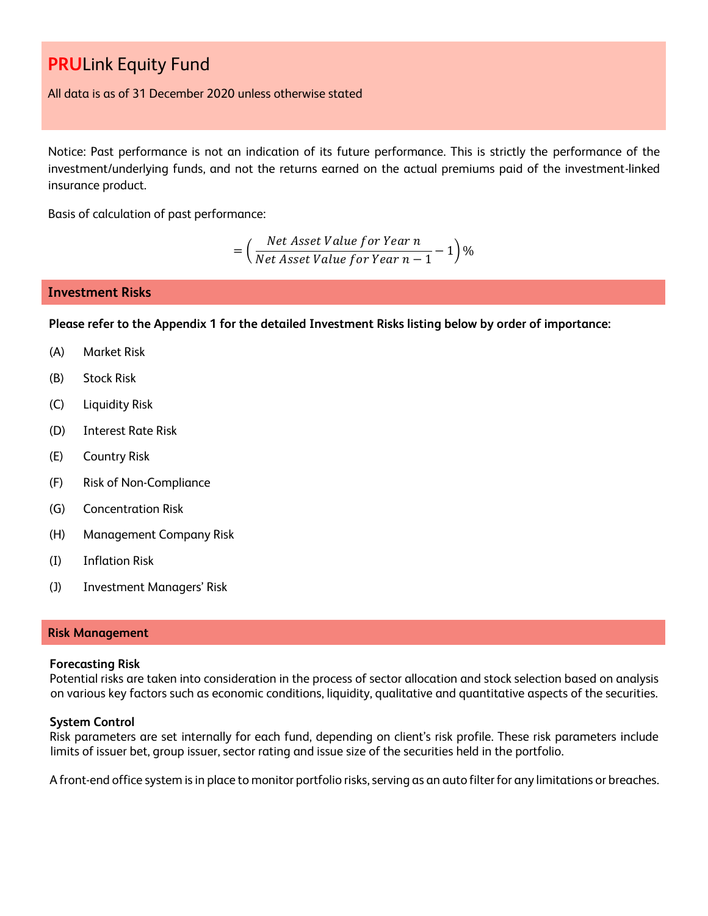# PRULink Equity Fund

All data is as of 31 December 2020 unless otherwise stated

Notice: Past performance is not an indication of its future performance. This is strictly the performance of the investment/underlying funds, and not the returns earned on the actual premiums paid of the investment-linked insurance product.

Basis of calculation of past performance:

$$= \left( \frac{Net\ Asset\ Value\ for\ Year\ n}{Net\ Asset\ Value\ for\ Year\ n-1} - 1 \right) \%$$

## Investment Risks

**Please refer to the Appendix 1 for the detailed Investment Risks listing below by order of importance:**

(A) Market Risk

(B) Stock Risk

(C) Liquidity Risk

(D) Interest Rate Risk

(E) Country Risk

(F) Risk of Non-Compliance

(G) Concentration Risk

(H) Management Company Risk

(I) Inflation Risk

(J) Investment Managers' Risk

## Risk Management

**Forecasting Risk**
Potential risks are taken into consideration in the process of sector allocation and stock selection based on analysis on various key factors such as economic conditions, liquidity, qualitative and quantitative aspects of the securities.

**System Control**
Risk parameters are set internally for each fund, depending on client's risk profile. These risk parameters include limits of issuer bet, group issuer, sector rating and issue size of the securities held in the portfolio.

A front-end office system is in place to monitor portfolio risks, serving as an auto filter for any limitations or breaches.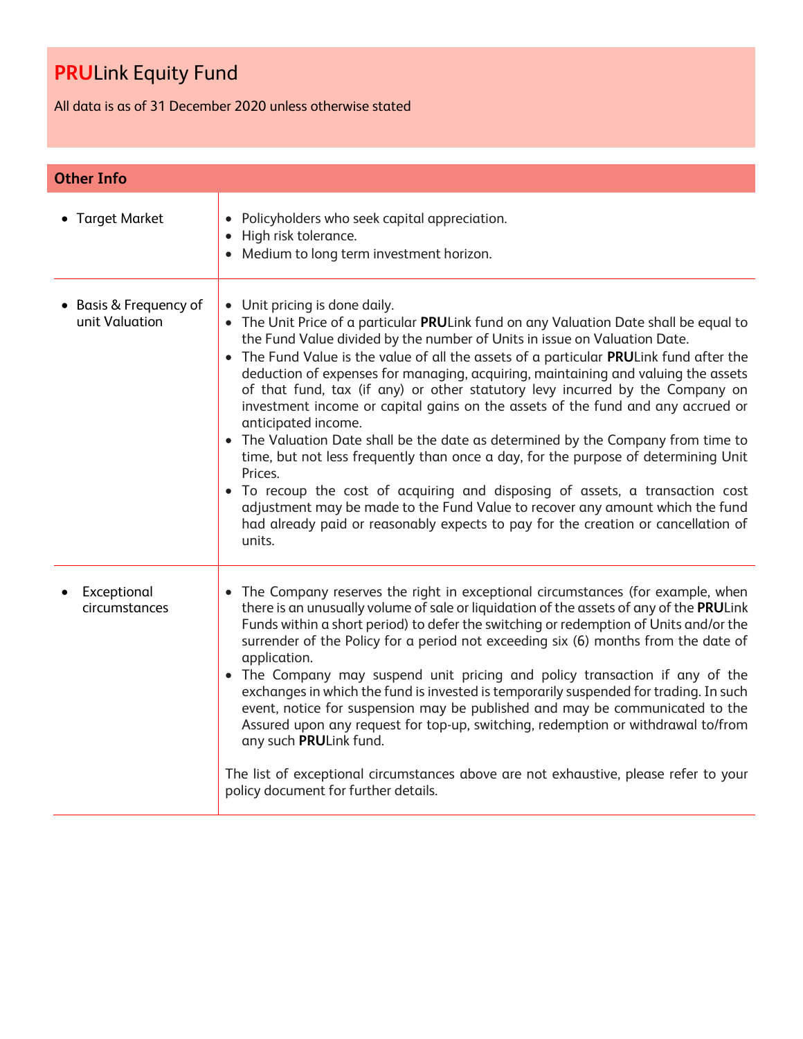# **PRU**Link Equity Fund

All data is as of 31 December 2020 unless otherwise stated

## Other Info

| | |
|---|---|
| • Target Market | • Policyholders who seek capital appreciation.<br>• High risk tolerance.<br>• Medium to long term investment horizon. |
| • Basis & Frequency of unit Valuation | • Unit pricing is done daily.<br>• The Unit Price of a particular **PRU**Link fund on any Valuation Date shall be equal to the Fund Value divided by the number of Units in issue on Valuation Date.<br>• The Fund Value is the value of all the assets of a particular **PRU**Link fund after the deduction of expenses for managing, acquiring, maintaining and valuing the assets of that fund, tax (if any) or other statutory levy incurred by the Company on investment income or capital gains on the assets of the fund and any accrued or anticipated income.<br>• The Valuation Date shall be the date as determined by the Company from time to time, but not less frequently than once a day, for the purpose of determining Unit Prices.<br>• To recoup the cost of acquiring and disposing of assets, a transaction cost adjustment may be made to the Fund Value to recover any amount which the fund had already paid or reasonably expects to pay for the creation or cancellation of units. |
| • Exceptional circumstances | • The Company reserves the right in exceptional circumstances (for example, when there is an unusually volume of sale or liquidation of the assets of any of the **PRU**Link Funds within a short period) to defer the switching or redemption of Units and/or the surrender of the Policy for a period not exceeding six (6) months from the date of application.<br>• The Company may suspend unit pricing and policy transaction if any of the exchanges in which the fund is invested is temporarily suspended for trading. In such event, notice for suspension may be published and may be communicated to the Assured upon any request for top-up, switching, redemption or withdrawal to/from any such **PRU**Link fund.<br><br>The list of exceptional circumstances above are not exhaustive, please refer to your policy document for further details. |